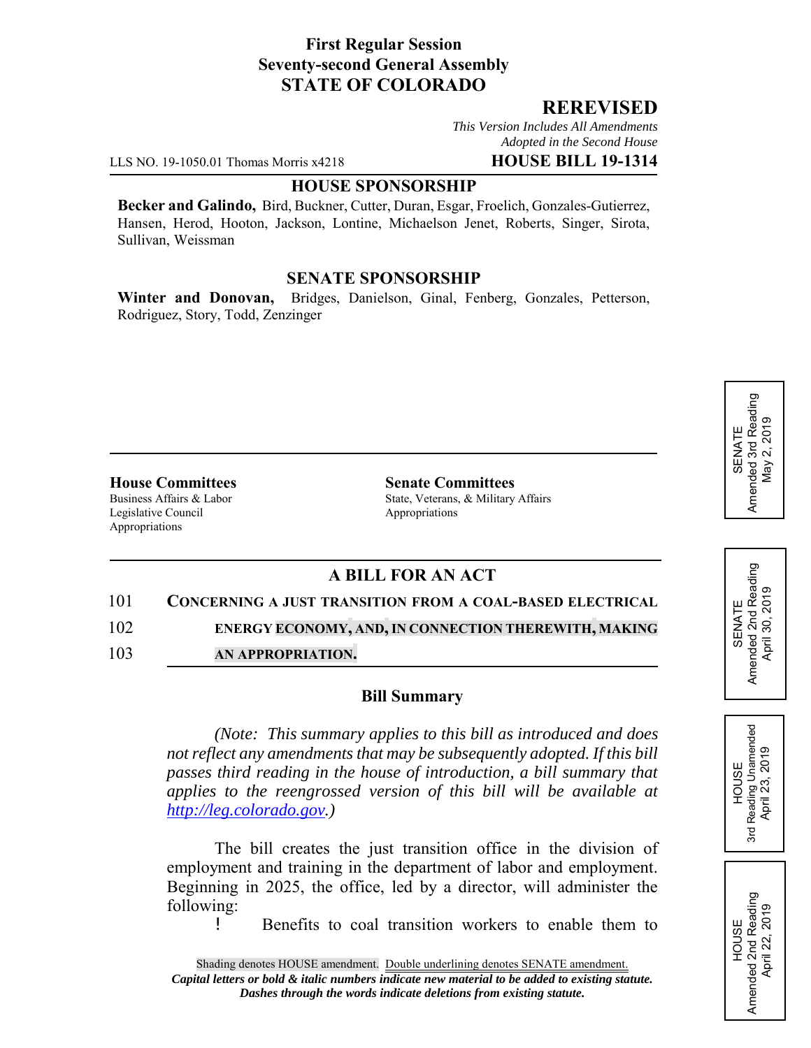**First Regular Session**
**Seventy-second General Assembly**
**STATE OF COLORADO**

**REREVISED**

*This Version Includes All Amendments Adopted in the Second House*

LLS NO. 19-1050.01 Thomas Morris x4218 **HOUSE BILL 19-1314**

**HOUSE SPONSORSHIP**

**Becker and Galindo,** Bird, Buckner, Cutter, Duran, Esgar, Froelich, Gonzales-Gutierrez, Hansen, Herod, Hooton, Jackson, Lontine, Michaelson Jenet, Roberts, Singer, Sirota, Sullivan, Weissman

**SENATE SPONSORSHIP**

**Winter and Donovan,** Bridges, Danielson, Ginal, Fenberg, Gonzales, Petterson, Rodriguez, Story, Todd, Zenzinger

SENATE Amended 3rd Reading May 2, 2019

SENATE Amended 2nd Reading April 30, 2019

HOUSE 3rd Reading Unamended April 23, 2019

HOUSE Amended 2nd Reading April 22, 2019

**House Committees**
Business Affairs & Labor
Legislative Council
Appropriations

**Senate Committees**
State, Veterans, & Military Affairs
Appropriations

**A BILL FOR AN ACT**

101 **CONCERNING A JUST TRANSITION FROM A COAL-BASED ELECTRICAL**
102 **ENERGY ECONOMY, AND, IN CONNECTION THEREWITH, MAKING**
103 **AN APPROPRIATION.**

**Bill Summary**

*(Note: This summary applies to this bill as introduced and does not reflect any amendments that may be subsequently adopted. If this bill passes third reading in the house of introduction, a bill summary that applies to the reengrossed version of this bill will be available at http://leg.colorado.gov.)*

The bill creates the just transition office in the division of employment and training in the department of labor and employment. Beginning in 2025, the office, led by a director, will administer the following:

- Benefits to coal transition workers to enable them to

Shading denotes HOUSE amendment. Double underlining denotes SENATE amendment.
*Capital letters or bold & italic numbers indicate new material to be added to existing statute.*
*Dashes through the words indicate deletions from existing statute.*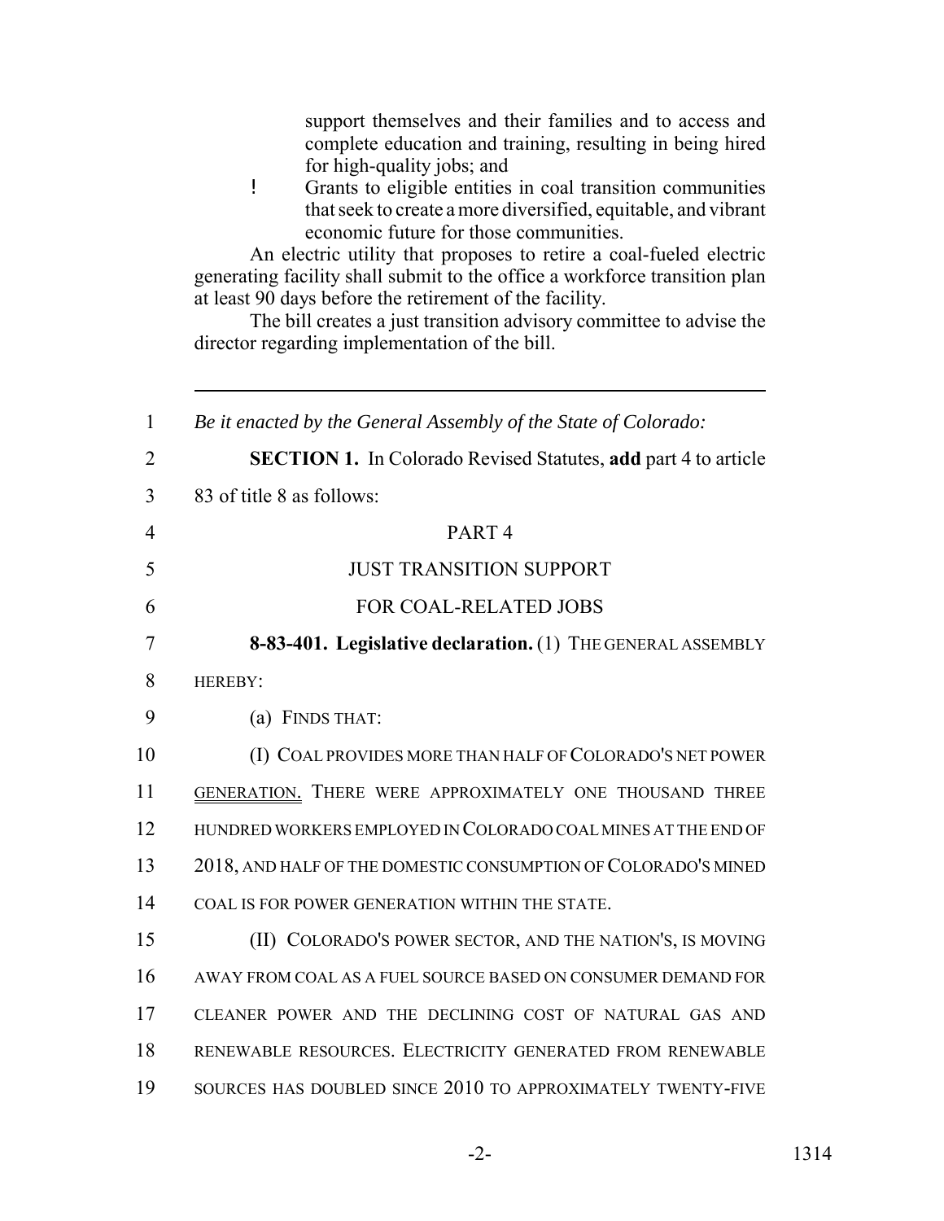support themselves and their families and to access and complete education and training, resulting in being hired for high-quality jobs; and

- Grants to eligible entities in coal transition communities that seek to create a more diversified, equitable, and vibrant economic future for those communities.

An electric utility that proposes to retire a coal-fueled electric generating facility shall submit to the office a workforce transition plan at least 90 days before the retirement of the facility.

The bill creates a just transition advisory committee to advise the director regarding implementation of the bill.

---

1 *Be it enacted by the General Assembly of the State of Colorado:*

2 **SECTION 1.** In Colorado Revised Statutes, **add** part 4 to article

3 83 of title 8 as follows:

4 PART 4

5 JUST TRANSITION SUPPORT

6 FOR COAL-RELATED JOBS

7 **8-83-401. Legislative declaration.** (1) THE GENERAL ASSEMBLY

8 HEREBY:

9 (a) FINDS THAT:

10 (I) COAL PROVIDES MORE THAN HALF OF COLORADO'S NET POWER

11 GENERATION. THERE WERE APPROXIMATELY ONE THOUSAND THREE

12 HUNDRED WORKERS EMPLOYED IN COLORADO COAL MINES AT THE END OF

13 2018, AND HALF OF THE DOMESTIC CONSUMPTION OF COLORADO'S MINED

14 COAL IS FOR POWER GENERATION WITHIN THE STATE.

15 (II) COLORADO'S POWER SECTOR, AND THE NATION'S, IS MOVING

16 AWAY FROM COAL AS A FUEL SOURCE BASED ON CONSUMER DEMAND FOR

17 CLEANER POWER AND THE DECLINING COST OF NATURAL GAS AND

18 RENEWABLE RESOURCES. ELECTRICITY GENERATED FROM RENEWABLE

19 SOURCES HAS DOUBLED SINCE 2010 TO APPROXIMATELY TWENTY-FIVE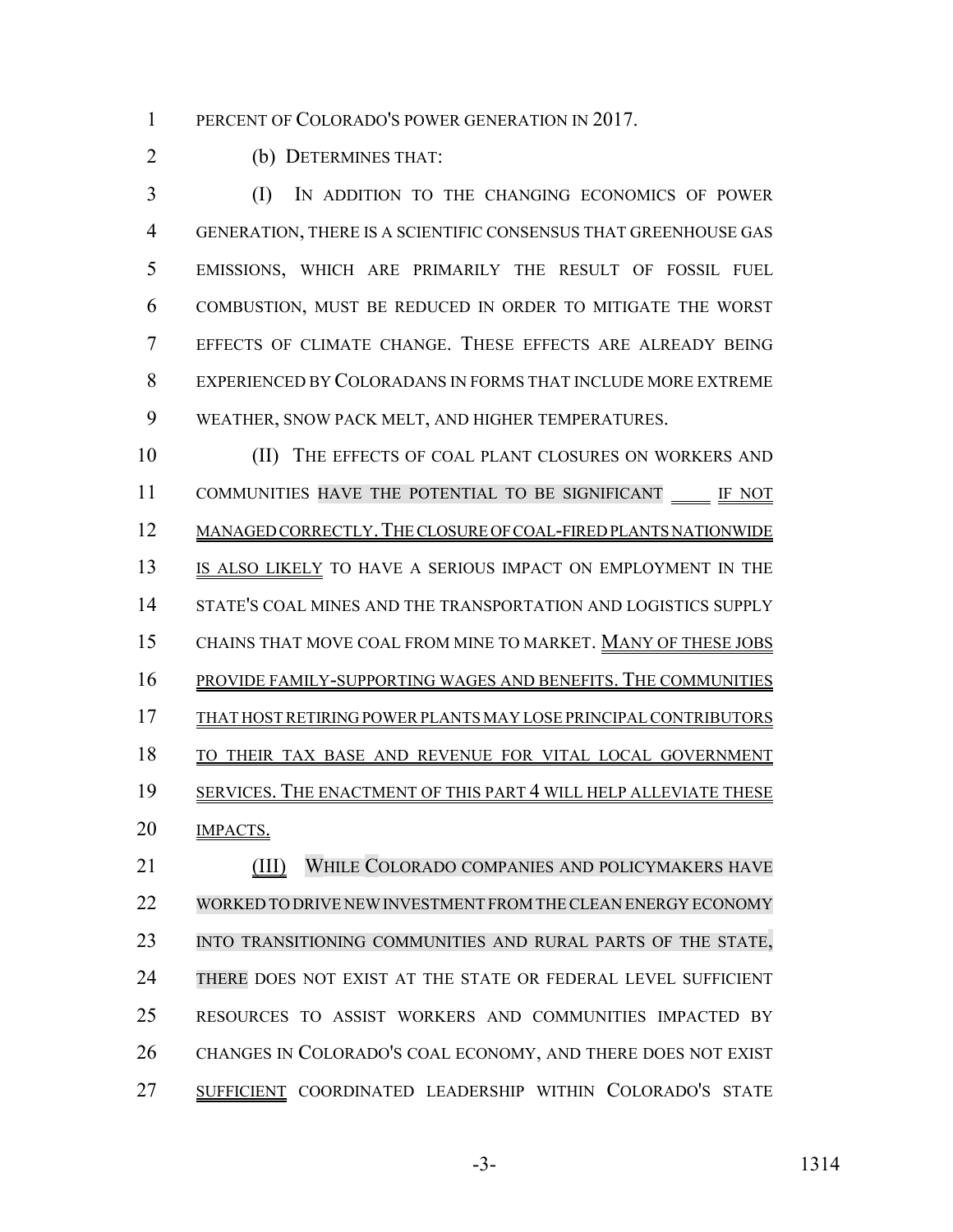PERCENT OF COLORADO'S POWER GENERATION IN 2017.

(b) DETERMINES THAT:

(I) IN ADDITION TO THE CHANGING ECONOMICS OF POWER GENERATION, THERE IS A SCIENTIFIC CONSENSUS THAT GREENHOUSE GAS EMISSIONS, WHICH ARE PRIMARILY THE RESULT OF FOSSIL FUEL COMBUSTION, MUST BE REDUCED IN ORDER TO MITIGATE THE WORST EFFECTS OF CLIMATE CHANGE. THESE EFFECTS ARE ALREADY BEING EXPERIENCED BY COLORADANS IN FORMS THAT INCLUDE MORE EXTREME WEATHER, SNOW PACK MELT, AND HIGHER TEMPERATURES.

(II) THE EFFECTS OF COAL PLANT CLOSURES ON WORKERS AND COMMUNITIES HAVE THE POTENTIAL TO BE SIGNIFICANT IF NOT MANAGED CORRECTLY. THE CLOSURE OF COAL-FIRED PLANTS NATIONWIDE IS ALSO LIKELY TO HAVE A SERIOUS IMPACT ON EMPLOYMENT IN THE STATE'S COAL MINES AND THE TRANSPORTATION AND LOGISTICS SUPPLY CHAINS THAT MOVE COAL FROM MINE TO MARKET. MANY OF THESE JOBS PROVIDE FAMILY-SUPPORTING WAGES AND BENEFITS. THE COMMUNITIES THAT HOST RETIRING POWER PLANTS MAY LOSE PRINCIPAL CONTRIBUTORS TO THEIR TAX BASE AND REVENUE FOR VITAL LOCAL GOVERNMENT SERVICES. THE ENACTMENT OF THIS PART 4 WILL HELP ALLEVIATE THESE IMPACTS.

(III) WHILE COLORADO COMPANIES AND POLICYMAKERS HAVE WORKED TO DRIVE NEW INVESTMENT FROM THE CLEAN ENERGY ECONOMY INTO TRANSITIONING COMMUNITIES AND RURAL PARTS OF THE STATE, THERE DOES NOT EXIST AT THE STATE OR FEDERAL LEVEL SUFFICIENT RESOURCES TO ASSIST WORKERS AND COMMUNITIES IMPACTED BY CHANGES IN COLORADO'S COAL ECONOMY, AND THERE DOES NOT EXIST SUFFICIENT COORDINATED LEADERSHIP WITHIN COLORADO'S STATE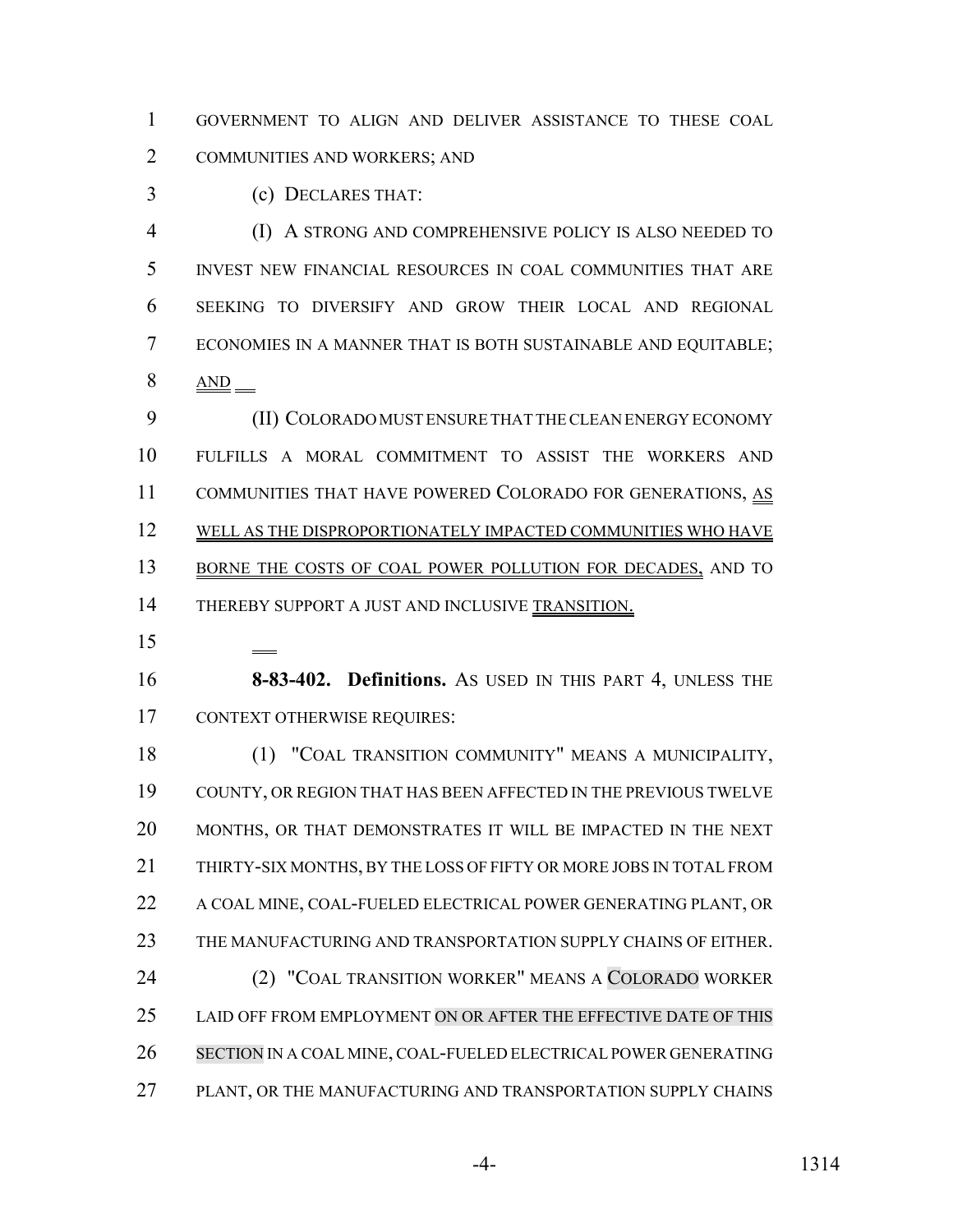GOVERNMENT TO ALIGN AND DELIVER ASSISTANCE TO THESE COAL COMMUNITIES AND WORKERS; AND

(c) DECLARES THAT:

(I) A STRONG AND COMPREHENSIVE POLICY IS ALSO NEEDED TO INVEST NEW FINANCIAL RESOURCES IN COAL COMMUNITIES THAT ARE SEEKING TO DIVERSIFY AND GROW THEIR LOCAL AND REGIONAL ECONOMIES IN A MANNER THAT IS BOTH SUSTAINABLE AND EQUITABLE; AND

(II) COLORADO MUST ENSURE THAT THE CLEAN ENERGY ECONOMY FULFILLS A MORAL COMMITMENT TO ASSIST THE WORKERS AND COMMUNITIES THAT HAVE POWERED COLORADO FOR GENERATIONS, AS WELL AS THE DISPROPORTIONATELY IMPACTED COMMUNITIES WHO HAVE BORNE THE COSTS OF COAL POWER POLLUTION FOR DECADES, AND TO THEREBY SUPPORT A JUST AND INCLUSIVE TRANSITION.

**8-83-402. Definitions.** AS USED IN THIS PART 4, UNLESS THE CONTEXT OTHERWISE REQUIRES:

(1) "COAL TRANSITION COMMUNITY" MEANS A MUNICIPALITY, COUNTY, OR REGION THAT HAS BEEN AFFECTED IN THE PREVIOUS TWELVE MONTHS, OR THAT DEMONSTRATES IT WILL BE IMPACTED IN THE NEXT THIRTY-SIX MONTHS, BY THE LOSS OF FIFTY OR MORE JOBS IN TOTAL FROM A COAL MINE, COAL-FUELED ELECTRICAL POWER GENERATING PLANT, OR THE MANUFACTURING AND TRANSPORTATION SUPPLY CHAINS OF EITHER.

(2) "COAL TRANSITION WORKER" MEANS A COLORADO WORKER LAID OFF FROM EMPLOYMENT ON OR AFTER THE EFFECTIVE DATE OF THIS SECTION IN A COAL MINE, COAL-FUELED ELECTRICAL POWER GENERATING PLANT, OR THE MANUFACTURING AND TRANSPORTATION SUPPLY CHAINS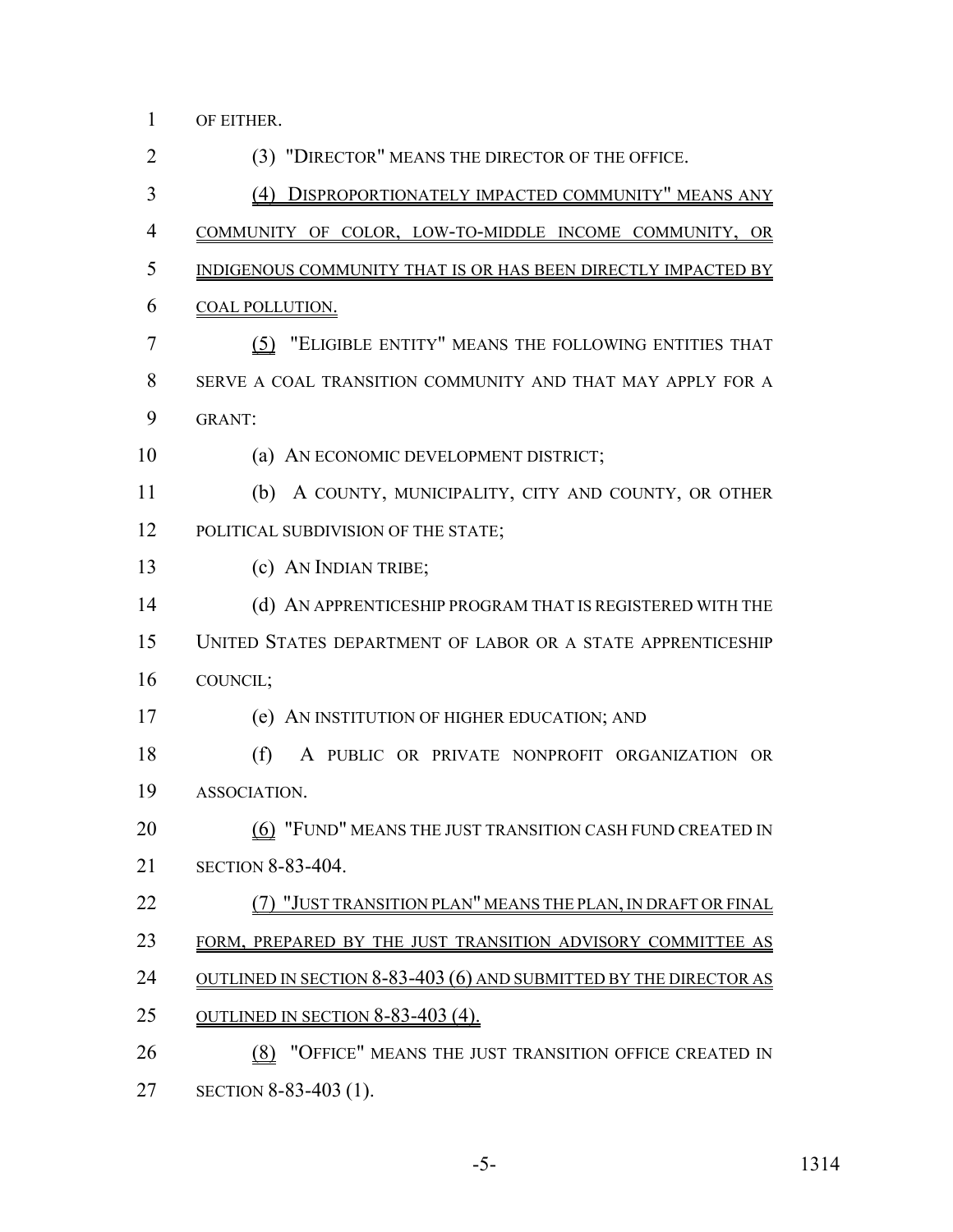OF EITHER.

(3) "DIRECTOR" MEANS THE DIRECTOR OF THE OFFICE.

(4) DISPROPORTIONATELY IMPACTED COMMUNITY" MEANS ANY COMMUNITY OF COLOR, LOW-TO-MIDDLE INCOME COMMUNITY, OR INDIGENOUS COMMUNITY THAT IS OR HAS BEEN DIRECTLY IMPACTED BY COAL POLLUTION.

(5) "ELIGIBLE ENTITY" MEANS THE FOLLOWING ENTITIES THAT SERVE A COAL TRANSITION COMMUNITY AND THAT MAY APPLY FOR A GRANT:

(a) AN ECONOMIC DEVELOPMENT DISTRICT;

(b) A COUNTY, MUNICIPALITY, CITY AND COUNTY, OR OTHER POLITICAL SUBDIVISION OF THE STATE;

(c) AN INDIAN TRIBE;

(d) AN APPRENTICESHIP PROGRAM THAT IS REGISTERED WITH THE UNITED STATES DEPARTMENT OF LABOR OR A STATE APPRENTICESHIP COUNCIL;

(e) AN INSTITUTION OF HIGHER EDUCATION; AND

(f) A PUBLIC OR PRIVATE NONPROFIT ORGANIZATION OR ASSOCIATION.

(6) "FUND" MEANS THE JUST TRANSITION CASH FUND CREATED IN SECTION 8-83-404.

(7) "JUST TRANSITION PLAN" MEANS THE PLAN, IN DRAFT OR FINAL FORM, PREPARED BY THE JUST TRANSITION ADVISORY COMMITTEE AS OUTLINED IN SECTION 8-83-403 (6) AND SUBMITTED BY THE DIRECTOR AS OUTLINED IN SECTION 8-83-403 (4).

(8) "OFFICE" MEANS THE JUST TRANSITION OFFICE CREATED IN SECTION 8-83-403 (1).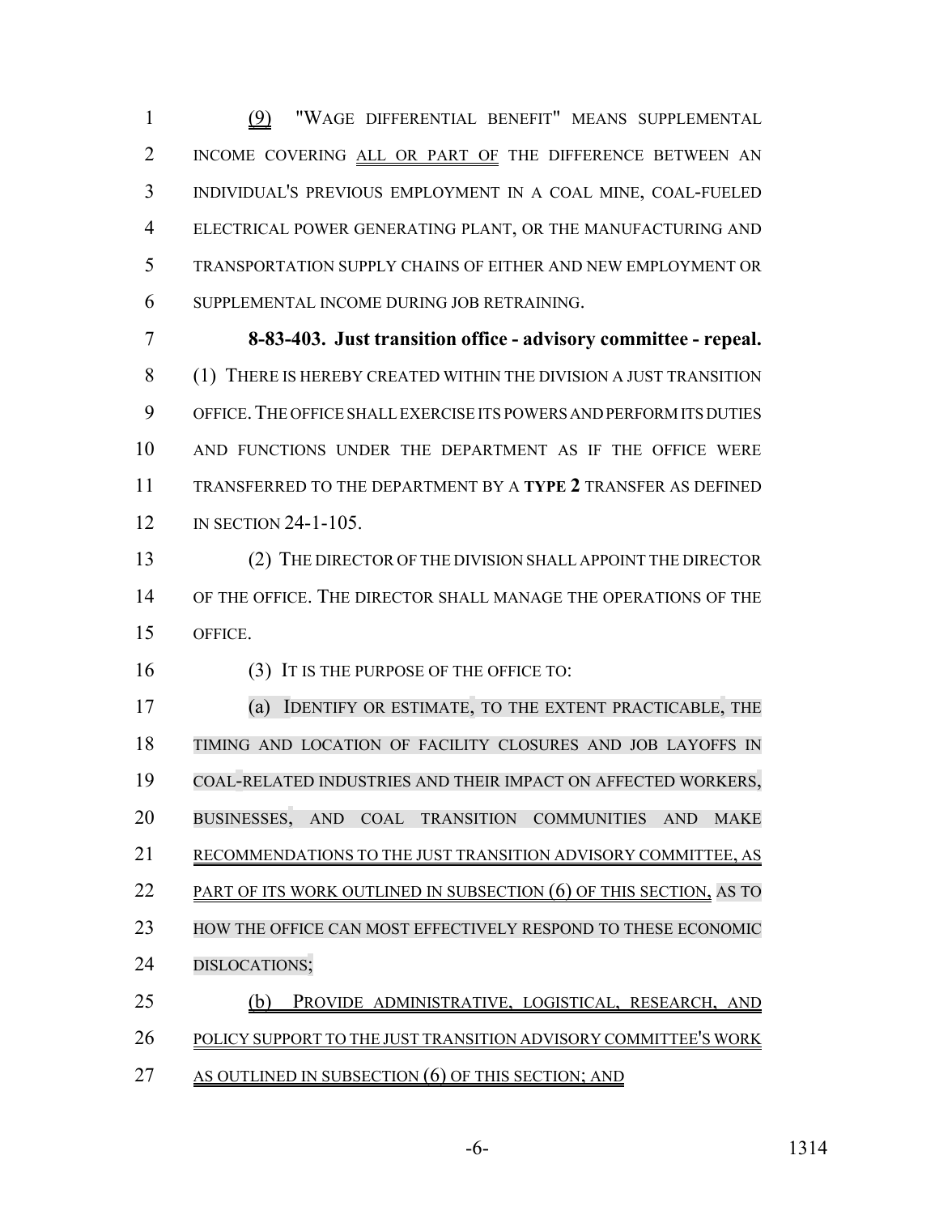(9) "WAGE DIFFERENTIAL BENEFIT" MEANS SUPPLEMENTAL INCOME COVERING ALL OR PART OF THE DIFFERENCE BETWEEN AN INDIVIDUAL'S PREVIOUS EMPLOYMENT IN A COAL MINE, COAL-FUELED ELECTRICAL POWER GENERATING PLANT, OR THE MANUFACTURING AND TRANSPORTATION SUPPLY CHAINS OF EITHER AND NEW EMPLOYMENT OR SUPPLEMENTAL INCOME DURING JOB RETRAINING.

**8-83-403. Just transition office - advisory committee - repeal.** (1) THERE IS HEREBY CREATED WITHIN THE DIVISION A JUST TRANSITION OFFICE. THE OFFICE SHALL EXERCISE ITS POWERS AND PERFORM ITS DUTIES AND FUNCTIONS UNDER THE DEPARTMENT AS IF THE OFFICE WERE TRANSFERRED TO THE DEPARTMENT BY A **TYPE 2** TRANSFER AS DEFINED IN SECTION 24-1-105.

(2) THE DIRECTOR OF THE DIVISION SHALL APPOINT THE DIRECTOR OF THE OFFICE. THE DIRECTOR SHALL MANAGE THE OPERATIONS OF THE OFFICE.

(3) IT IS THE PURPOSE OF THE OFFICE TO:

(a) IDENTIFY OR ESTIMATE, TO THE EXTENT PRACTICABLE, THE TIMING AND LOCATION OF FACILITY CLOSURES AND JOB LAYOFFS IN COAL-RELATED INDUSTRIES AND THEIR IMPACT ON AFFECTED WORKERS, BUSINESSES, AND COAL TRANSITION COMMUNITIES AND MAKE RECOMMENDATIONS TO THE JUST TRANSITION ADVISORY COMMITTEE, AS PART OF ITS WORK OUTLINED IN SUBSECTION (6) OF THIS SECTION, AS TO HOW THE OFFICE CAN MOST EFFECTIVELY RESPOND TO THESE ECONOMIC DISLOCATIONS;

(b) PROVIDE ADMINISTRATIVE, LOGISTICAL, RESEARCH, AND POLICY SUPPORT TO THE JUST TRANSITION ADVISORY COMMITTEE'S WORK AS OUTLINED IN SUBSECTION (6) OF THIS SECTION; AND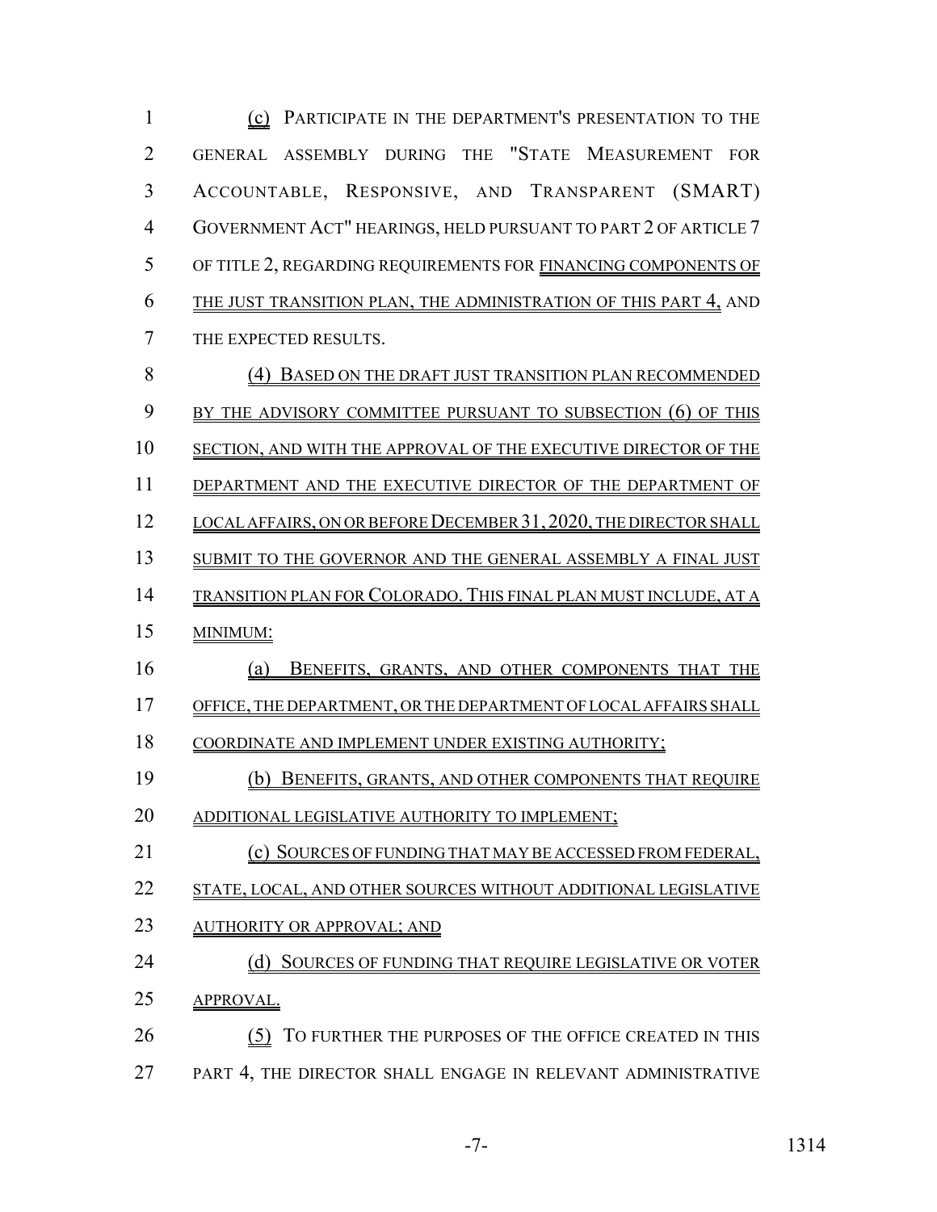(c) PARTICIPATE IN THE DEPARTMENT'S PRESENTATION TO THE GENERAL ASSEMBLY DURING THE "STATE MEASUREMENT FOR ACCOUNTABLE, RESPONSIVE, AND TRANSPARENT (SMART) GOVERNMENT ACT" HEARINGS, HELD PURSUANT TO PART 2 OF ARTICLE 7 OF TITLE 2, REGARDING REQUIREMENTS FOR FINANCING COMPONENTS OF THE JUST TRANSITION PLAN, THE ADMINISTRATION OF THIS PART 4, AND THE EXPECTED RESULTS.

(4) BASED ON THE DRAFT JUST TRANSITION PLAN RECOMMENDED BY THE ADVISORY COMMITTEE PURSUANT TO SUBSECTION (6) OF THIS SECTION, AND WITH THE APPROVAL OF THE EXECUTIVE DIRECTOR OF THE DEPARTMENT AND THE EXECUTIVE DIRECTOR OF THE DEPARTMENT OF LOCAL AFFAIRS, ON OR BEFORE DECEMBER 31, 2020, THE DIRECTOR SHALL SUBMIT TO THE GOVERNOR AND THE GENERAL ASSEMBLY A FINAL JUST TRANSITION PLAN FOR COLORADO. THIS FINAL PLAN MUST INCLUDE, AT A MINIMUM:

(a) BENEFITS, GRANTS, AND OTHER COMPONENTS THAT THE OFFICE, THE DEPARTMENT, OR THE DEPARTMENT OF LOCAL AFFAIRS SHALL COORDINATE AND IMPLEMENT UNDER EXISTING AUTHORITY;

(b) BENEFITS, GRANTS, AND OTHER COMPONENTS THAT REQUIRE ADDITIONAL LEGISLATIVE AUTHORITY TO IMPLEMENT;

(c) SOURCES OF FUNDING THAT MAY BE ACCESSED FROM FEDERAL, STATE, LOCAL, AND OTHER SOURCES WITHOUT ADDITIONAL LEGISLATIVE AUTHORITY OR APPROVAL; AND

(d) SOURCES OF FUNDING THAT REQUIRE LEGISLATIVE OR VOTER APPROVAL.

(5) TO FURTHER THE PURPOSES OF THE OFFICE CREATED IN THIS PART 4, THE DIRECTOR SHALL ENGAGE IN RELEVANT ADMINISTRATIVE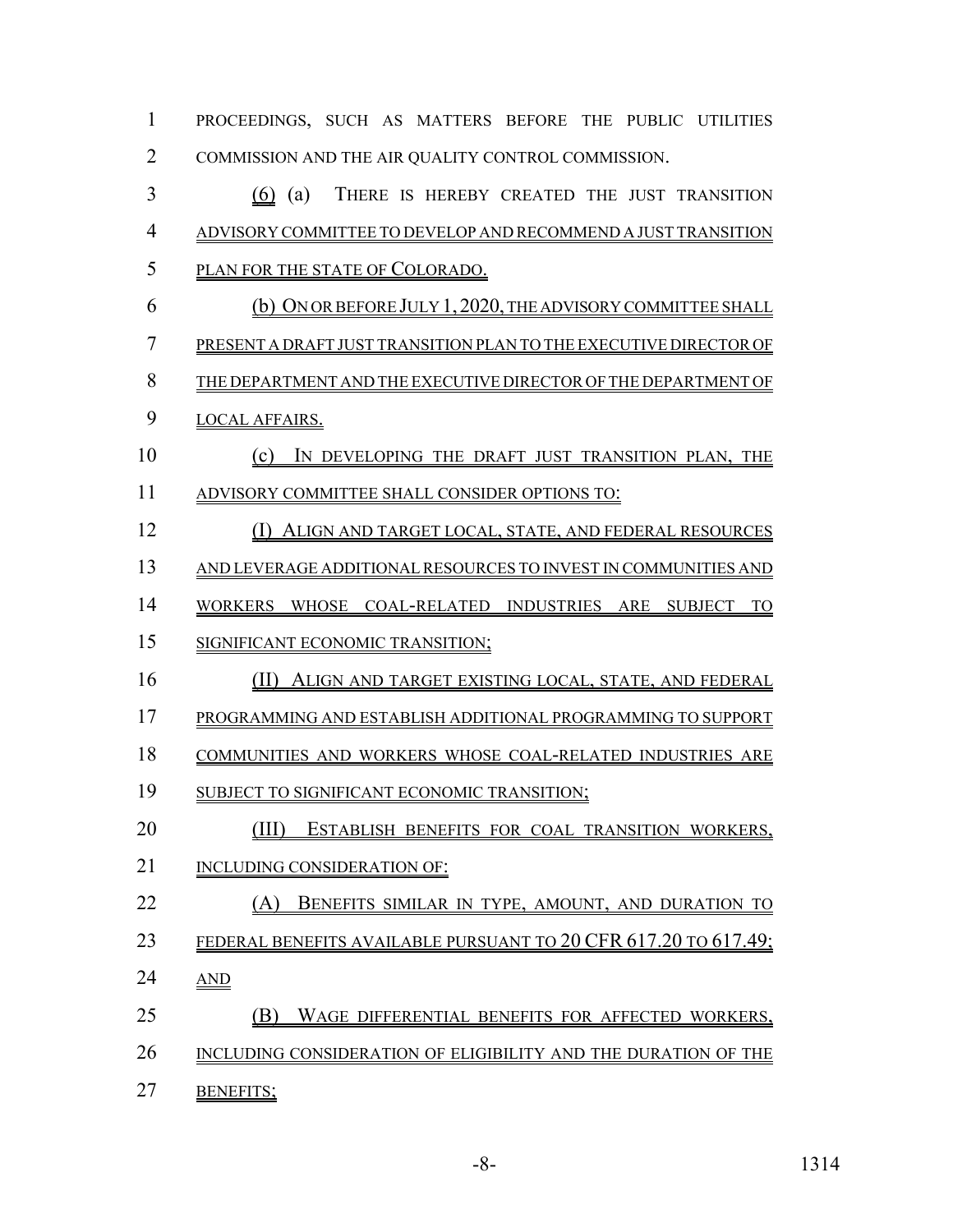PROCEEDINGS, SUCH AS MATTERS BEFORE THE PUBLIC UTILITIES COMMISSION AND THE AIR QUALITY CONTROL COMMISSION.

(6) (a) THERE IS HEREBY CREATED THE JUST TRANSITION ADVISORY COMMITTEE TO DEVELOP AND RECOMMEND A JUST TRANSITION PLAN FOR THE STATE OF COLORADO.

(b) ON OR BEFORE JULY 1, 2020, THE ADVISORY COMMITTEE SHALL PRESENT A DRAFT JUST TRANSITION PLAN TO THE EXECUTIVE DIRECTOR OF THE DEPARTMENT AND THE EXECUTIVE DIRECTOR OF THE DEPARTMENT OF LOCAL AFFAIRS.

(c) IN DEVELOPING THE DRAFT JUST TRANSITION PLAN, THE ADVISORY COMMITTEE SHALL CONSIDER OPTIONS TO:

(I) ALIGN AND TARGET LOCAL, STATE, AND FEDERAL RESOURCES AND LEVERAGE ADDITIONAL RESOURCES TO INVEST IN COMMUNITIES AND WORKERS WHOSE COAL-RELATED INDUSTRIES ARE SUBJECT TO SIGNIFICANT ECONOMIC TRANSITION;

(II) ALIGN AND TARGET EXISTING LOCAL, STATE, AND FEDERAL PROGRAMMING AND ESTABLISH ADDITIONAL PROGRAMMING TO SUPPORT COMMUNITIES AND WORKERS WHOSE COAL-RELATED INDUSTRIES ARE SUBJECT TO SIGNIFICANT ECONOMIC TRANSITION;

(III) ESTABLISH BENEFITS FOR COAL TRANSITION WORKERS, INCLUDING CONSIDERATION OF:

(A) BENEFITS SIMILAR IN TYPE, AMOUNT, AND DURATION TO FEDERAL BENEFITS AVAILABLE PURSUANT TO 20 CFR 617.20 TO 617.49; AND

(B) WAGE DIFFERENTIAL BENEFITS FOR AFFECTED WORKERS, INCLUDING CONSIDERATION OF ELIGIBILITY AND THE DURATION OF THE BENEFITS;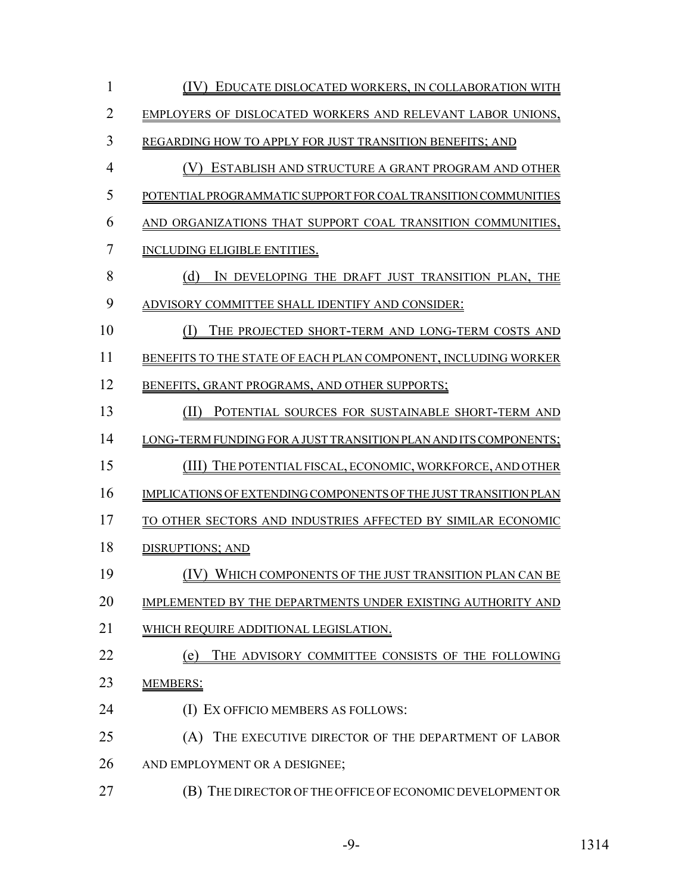(IV) EDUCATE DISLOCATED WORKERS, IN COLLABORATION WITH EMPLOYERS OF DISLOCATED WORKERS AND RELEVANT LABOR UNIONS, REGARDING HOW TO APPLY FOR JUST TRANSITION BENEFITS; AND

(V) ESTABLISH AND STRUCTURE A GRANT PROGRAM AND OTHER POTENTIAL PROGRAMMATIC SUPPORT FOR COAL TRANSITION COMMUNITIES AND ORGANIZATIONS THAT SUPPORT COAL TRANSITION COMMUNITIES, INCLUDING ELIGIBLE ENTITIES.

(d) IN DEVELOPING THE DRAFT JUST TRANSITION PLAN, THE ADVISORY COMMITTEE SHALL IDENTIFY AND CONSIDER:

(I) THE PROJECTED SHORT-TERM AND LONG-TERM COSTS AND BENEFITS TO THE STATE OF EACH PLAN COMPONENT, INCLUDING WORKER BENEFITS, GRANT PROGRAMS, AND OTHER SUPPORTS;

(II) POTENTIAL SOURCES FOR SUSTAINABLE SHORT-TERM AND LONG-TERM FUNDING FOR A JUST TRANSITION PLAN AND ITS COMPONENTS;

(III) THE POTENTIAL FISCAL, ECONOMIC, WORKFORCE, AND OTHER IMPLICATIONS OF EXTENDING COMPONENTS OF THE JUST TRANSITION PLAN TO OTHER SECTORS AND INDUSTRIES AFFECTED BY SIMILAR ECONOMIC DISRUPTIONS; AND

(IV) WHICH COMPONENTS OF THE JUST TRANSITION PLAN CAN BE IMPLEMENTED BY THE DEPARTMENTS UNDER EXISTING AUTHORITY AND WHICH REQUIRE ADDITIONAL LEGISLATION.

(e) THE ADVISORY COMMITTEE CONSISTS OF THE FOLLOWING MEMBERS:

(I) EX OFFICIO MEMBERS AS FOLLOWS:

(A) THE EXECUTIVE DIRECTOR OF THE DEPARTMENT OF LABOR AND EMPLOYMENT OR A DESIGNEE;

(B) THE DIRECTOR OF THE OFFICE OF ECONOMIC DEVELOPMENT OR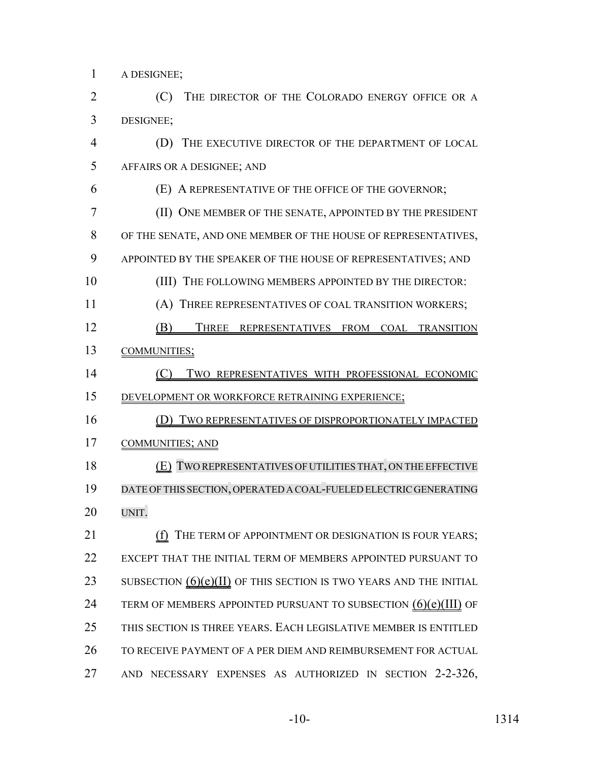A DESIGNEE;

(C) THE DIRECTOR OF THE COLORADO ENERGY OFFICE OR A DESIGNEE;

(D) THE EXECUTIVE DIRECTOR OF THE DEPARTMENT OF LOCAL AFFAIRS OR A DESIGNEE; AND

(E) A REPRESENTATIVE OF THE OFFICE OF THE GOVERNOR;

(II) ONE MEMBER OF THE SENATE, APPOINTED BY THE PRESIDENT OF THE SENATE, AND ONE MEMBER OF THE HOUSE OF REPRESENTATIVES, APPOINTED BY THE SPEAKER OF THE HOUSE OF REPRESENTATIVES; AND

(III) THE FOLLOWING MEMBERS APPOINTED BY THE DIRECTOR:

(A) THREE REPRESENTATIVES OF COAL TRANSITION WORKERS;

(B) THREE REPRESENTATIVES FROM COAL TRANSITION COMMUNITIES;

(C) TWO REPRESENTATIVES WITH PROFESSIONAL ECONOMIC DEVELOPMENT OR WORKFORCE RETRAINING EXPERIENCE;

(D) TWO REPRESENTATIVES OF DISPROPORTIONATELY IMPACTED COMMUNITIES; AND

(E) TWO REPRESENTATIVES OF UTILITIES THAT, ON THE EFFECTIVE DATE OF THIS SECTION, OPERATED A COAL-FUELED ELECTRIC GENERATING UNIT.

(f) THE TERM OF APPOINTMENT OR DESIGNATION IS FOUR YEARS; EXCEPT THAT THE INITIAL TERM OF MEMBERS APPOINTED PURSUANT TO SUBSECTION (6)(e)(II) OF THIS SECTION IS TWO YEARS AND THE INITIAL TERM OF MEMBERS APPOINTED PURSUANT TO SUBSECTION (6)(e)(III) OF THIS SECTION IS THREE YEARS. EACH LEGISLATIVE MEMBER IS ENTITLED TO RECEIVE PAYMENT OF A PER DIEM AND REIMBURSEMENT FOR ACTUAL AND NECESSARY EXPENSES AS AUTHORIZED IN SECTION 2-2-326,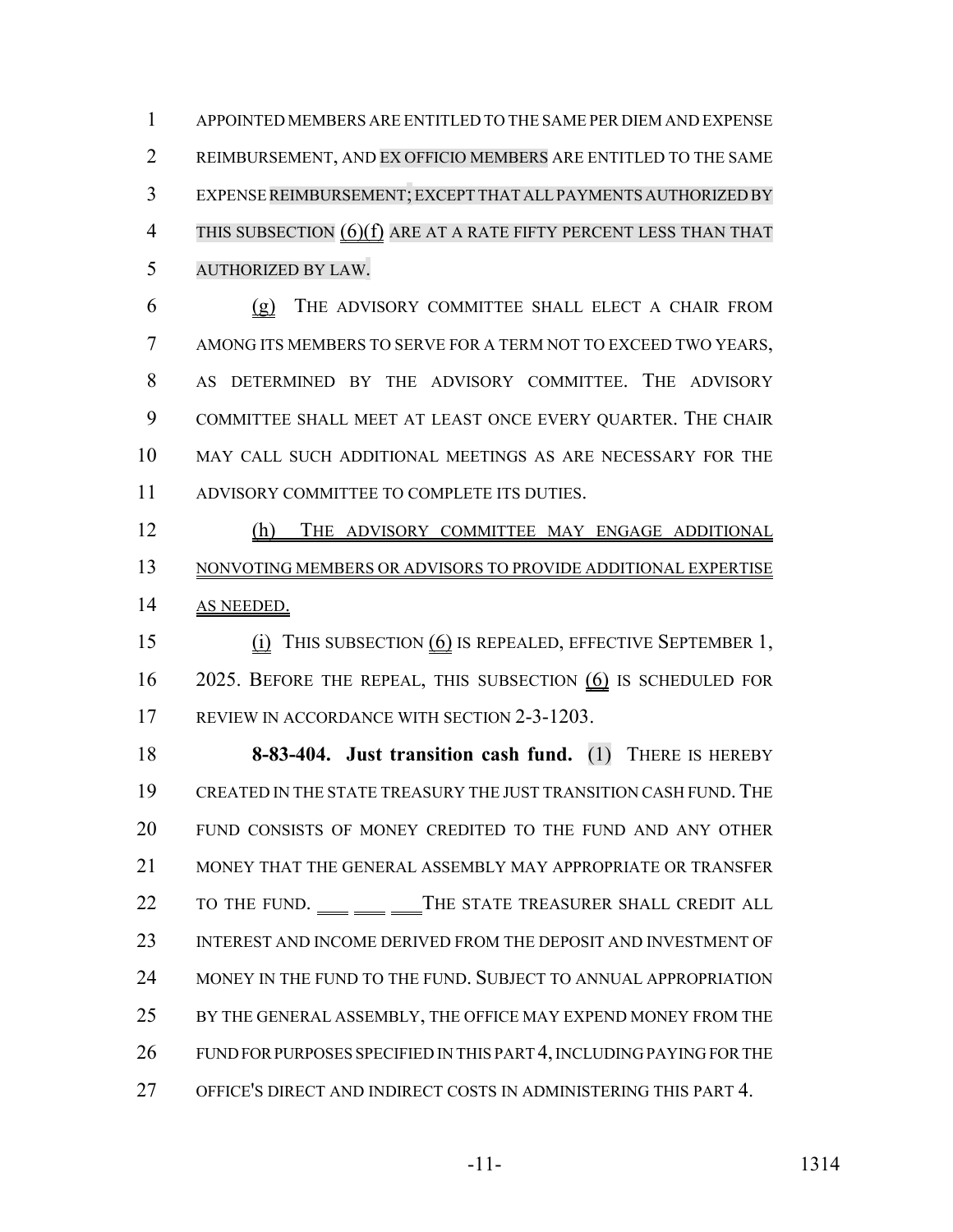APPOINTED MEMBERS ARE ENTITLED TO THE SAME PER DIEM AND EXPENSE REIMBURSEMENT, AND EX OFFICIO MEMBERS ARE ENTITLED TO THE SAME EXPENSE REIMBURSEMENT; EXCEPT THAT ALL PAYMENTS AUTHORIZED BY THIS SUBSECTION (6)(f) ARE AT A RATE FIFTY PERCENT LESS THAN THAT AUTHORIZED BY LAW.

(g) THE ADVISORY COMMITTEE SHALL ELECT A CHAIR FROM AMONG ITS MEMBERS TO SERVE FOR A TERM NOT TO EXCEED TWO YEARS, AS DETERMINED BY THE ADVISORY COMMITTEE. THE ADVISORY COMMITTEE SHALL MEET AT LEAST ONCE EVERY QUARTER. THE CHAIR MAY CALL SUCH ADDITIONAL MEETINGS AS ARE NECESSARY FOR THE ADVISORY COMMITTEE TO COMPLETE ITS DUTIES.

(h) THE ADVISORY COMMITTEE MAY ENGAGE ADDITIONAL NONVOTING MEMBERS OR ADVISORS TO PROVIDE ADDITIONAL EXPERTISE AS NEEDED.

(i) THIS SUBSECTION (6) IS REPEALED, EFFECTIVE SEPTEMBER 1, 2025. BEFORE THE REPEAL, THIS SUBSECTION (6) IS SCHEDULED FOR REVIEW IN ACCORDANCE WITH SECTION 2-3-1203.

**8-83-404. Just transition cash fund.** (1) THERE IS HEREBY CREATED IN THE STATE TREASURY THE JUST TRANSITION CASH FUND. THE FUND CONSISTS OF MONEY CREDITED TO THE FUND AND ANY OTHER MONEY THAT THE GENERAL ASSEMBLY MAY APPROPRIATE OR TRANSFER TO THE FUND. THE STATE TREASURER SHALL CREDIT ALL INTEREST AND INCOME DERIVED FROM THE DEPOSIT AND INVESTMENT OF MONEY IN THE FUND TO THE FUND. SUBJECT TO ANNUAL APPROPRIATION BY THE GENERAL ASSEMBLY, THE OFFICE MAY EXPEND MONEY FROM THE FUND FOR PURPOSES SPECIFIED IN THIS PART 4, INCLUDING PAYING FOR THE OFFICE'S DIRECT AND INDIRECT COSTS IN ADMINISTERING THIS PART 4.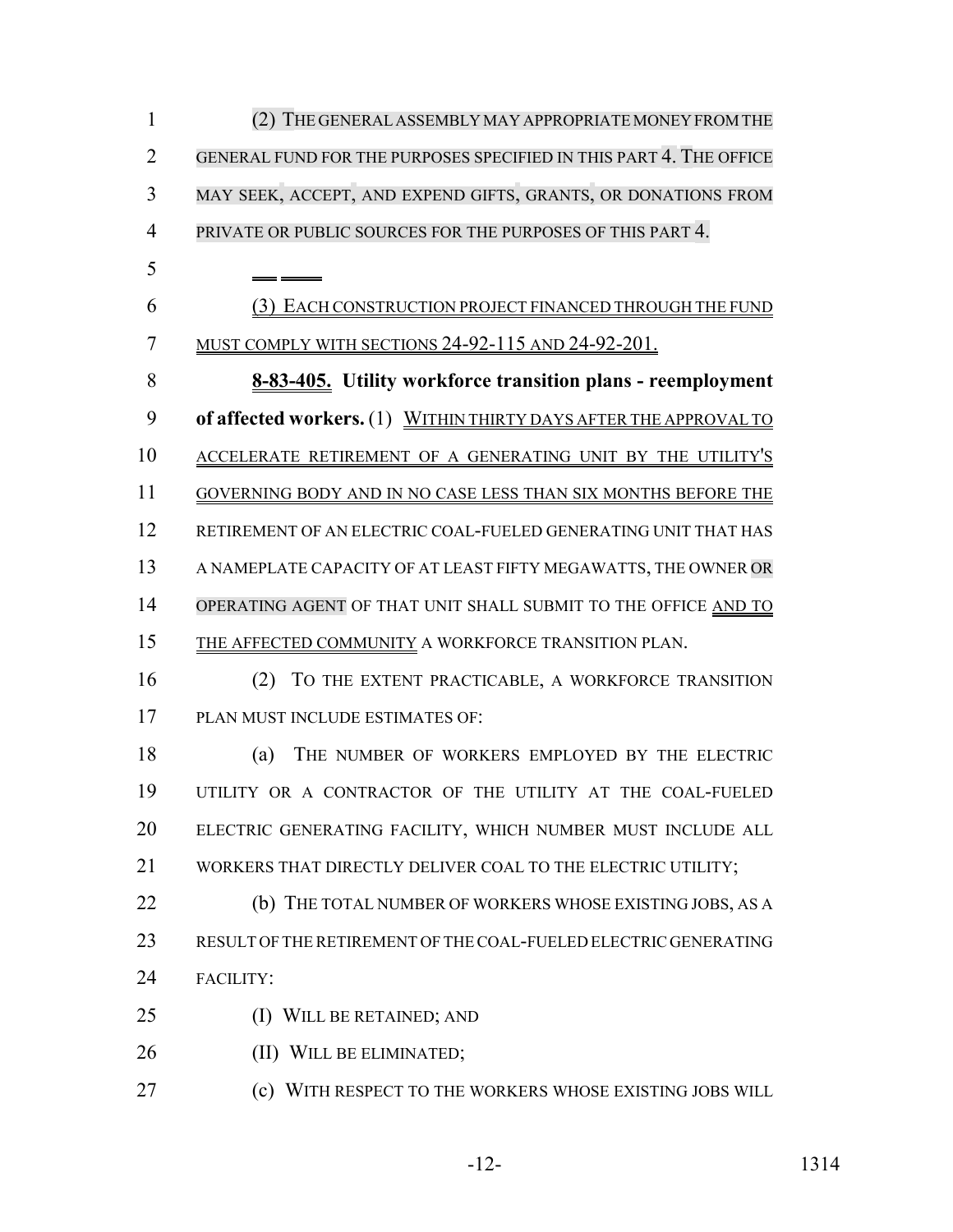(2) THE GENERAL ASSEMBLY MAY APPROPRIATE MONEY FROM THE GENERAL FUND FOR THE PURPOSES SPECIFIED IN THIS PART 4. THE OFFICE MAY SEEK, ACCEPT, AND EXPEND GIFTS, GRANTS, OR DONATIONS FROM PRIVATE OR PUBLIC SOURCES FOR THE PURPOSES OF THIS PART 4.

(3) EACH CONSTRUCTION PROJECT FINANCED THROUGH THE FUND MUST COMPLY WITH SECTIONS 24-92-115 AND 24-92-201.

**8-83-405. Utility workforce transition plans - reemployment of affected workers.** (1) WITHIN THIRTY DAYS AFTER THE APPROVAL TO ACCELERATE RETIREMENT OF A GENERATING UNIT BY THE UTILITY'S GOVERNING BODY AND IN NO CASE LESS THAN SIX MONTHS BEFORE THE RETIREMENT OF AN ELECTRIC COAL-FUELED GENERATING UNIT THAT HAS A NAMEPLATE CAPACITY OF AT LEAST FIFTY MEGAWATTS, THE OWNER OR OPERATING AGENT OF THAT UNIT SHALL SUBMIT TO THE OFFICE AND TO THE AFFECTED COMMUNITY A WORKFORCE TRANSITION PLAN.

(2) TO THE EXTENT PRACTICABLE, A WORKFORCE TRANSITION PLAN MUST INCLUDE ESTIMATES OF:

(a) THE NUMBER OF WORKERS EMPLOYED BY THE ELECTRIC UTILITY OR A CONTRACTOR OF THE UTILITY AT THE COAL-FUELED ELECTRIC GENERATING FACILITY, WHICH NUMBER MUST INCLUDE ALL WORKERS THAT DIRECTLY DELIVER COAL TO THE ELECTRIC UTILITY;

(b) THE TOTAL NUMBER OF WORKERS WHOSE EXISTING JOBS, AS A RESULT OF THE RETIREMENT OF THE COAL-FUELED ELECTRIC GENERATING FACILITY:

(I) WILL BE RETAINED; AND

(II) WILL BE ELIMINATED;

(c) WITH RESPECT TO THE WORKERS WHOSE EXISTING JOBS WILL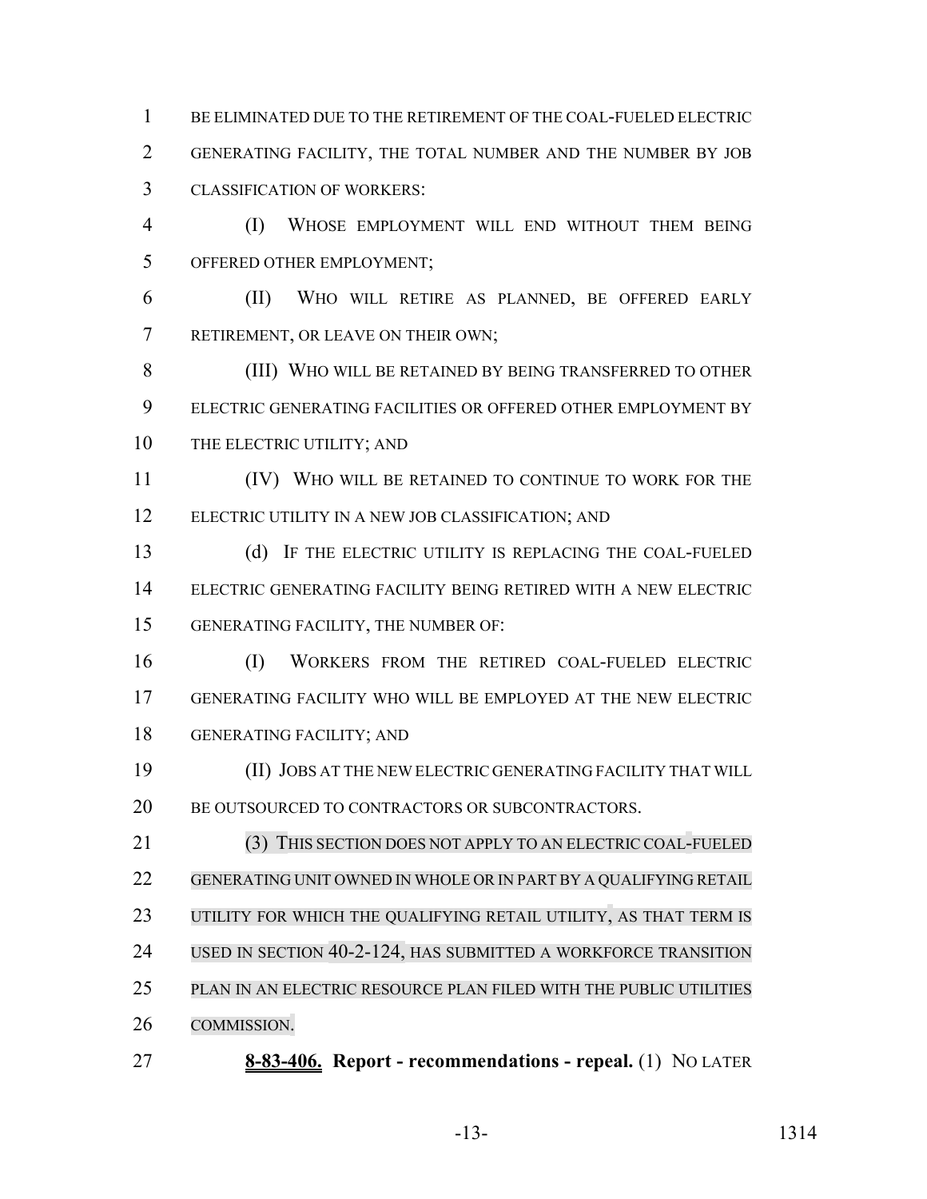BE ELIMINATED DUE TO THE RETIREMENT OF THE COAL-FUELED ELECTRIC GENERATING FACILITY, THE TOTAL NUMBER AND THE NUMBER BY JOB CLASSIFICATION OF WORKERS:

(I) WHOSE EMPLOYMENT WILL END WITHOUT THEM BEING OFFERED OTHER EMPLOYMENT;

(II) WHO WILL RETIRE AS PLANNED, BE OFFERED EARLY RETIREMENT, OR LEAVE ON THEIR OWN;

(III) WHO WILL BE RETAINED BY BEING TRANSFERRED TO OTHER ELECTRIC GENERATING FACILITIES OR OFFERED OTHER EMPLOYMENT BY THE ELECTRIC UTILITY; AND

(IV) WHO WILL BE RETAINED TO CONTINUE TO WORK FOR THE ELECTRIC UTILITY IN A NEW JOB CLASSIFICATION; AND

(d) IF THE ELECTRIC UTILITY IS REPLACING THE COAL-FUELED ELECTRIC GENERATING FACILITY BEING RETIRED WITH A NEW ELECTRIC GENERATING FACILITY, THE NUMBER OF:

(I) WORKERS FROM THE RETIRED COAL-FUELED ELECTRIC GENERATING FACILITY WHO WILL BE EMPLOYED AT THE NEW ELECTRIC GENERATING FACILITY; AND

(II) JOBS AT THE NEW ELECTRIC GENERATING FACILITY THAT WILL BE OUTSOURCED TO CONTRACTORS OR SUBCONTRACTORS.

(3) THIS SECTION DOES NOT APPLY TO AN ELECTRIC COAL-FUELED GENERATING UNIT OWNED IN WHOLE OR IN PART BY A QUALIFYING RETAIL UTILITY FOR WHICH THE QUALIFYING RETAIL UTILITY, AS THAT TERM IS USED IN SECTION 40-2-124, HAS SUBMITTED A WORKFORCE TRANSITION PLAN IN AN ELECTRIC RESOURCE PLAN FILED WITH THE PUBLIC UTILITIES COMMISSION.

**8-83-406. Report - recommendations - repeal.** (1) NO LATER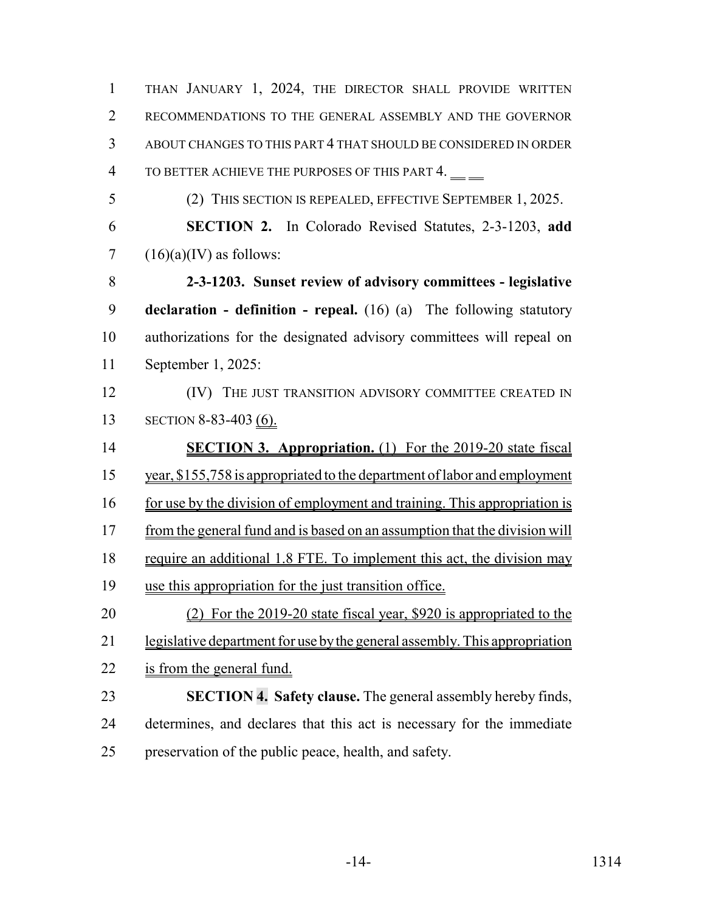THAN JANUARY 1, 2024, THE DIRECTOR SHALL PROVIDE WRITTEN RECOMMENDATIONS TO THE GENERAL ASSEMBLY AND THE GOVERNOR ABOUT CHANGES TO THIS PART 4 THAT SHOULD BE CONSIDERED IN ORDER TO BETTER ACHIEVE THE PURPOSES OF THIS PART 4.

(2) THIS SECTION IS REPEALED, EFFECTIVE SEPTEMBER 1, 2025.

**SECTION 2.** In Colorado Revised Statutes, 2-3-1203, **add** (16)(a)(IV) as follows:

**2-3-1203. Sunset review of advisory committees - legislative declaration - definition - repeal.** (16) (a) The following statutory authorizations for the designated advisory committees will repeal on September 1, 2025:

(IV) THE JUST TRANSITION ADVISORY COMMITTEE CREATED IN SECTION 8-83-403 (6).

**SECTION 3. Appropriation.** (1) For the 2019-20 state fiscal year, $155,758 is appropriated to the department of labor and employment for use by the division of employment and training. This appropriation is from the general fund and is based on an assumption that the division will require an additional 1.8 FTE. To implement this act, the division may use this appropriation for the just transition office.

(2) For the 2019-20 state fiscal year, $920 is appropriated to the legislative department for use by the general assembly. This appropriation is from the general fund.

**SECTION 4. Safety clause.** The general assembly hereby finds, determines, and declares that this act is necessary for the immediate preservation of the public peace, health, and safety.